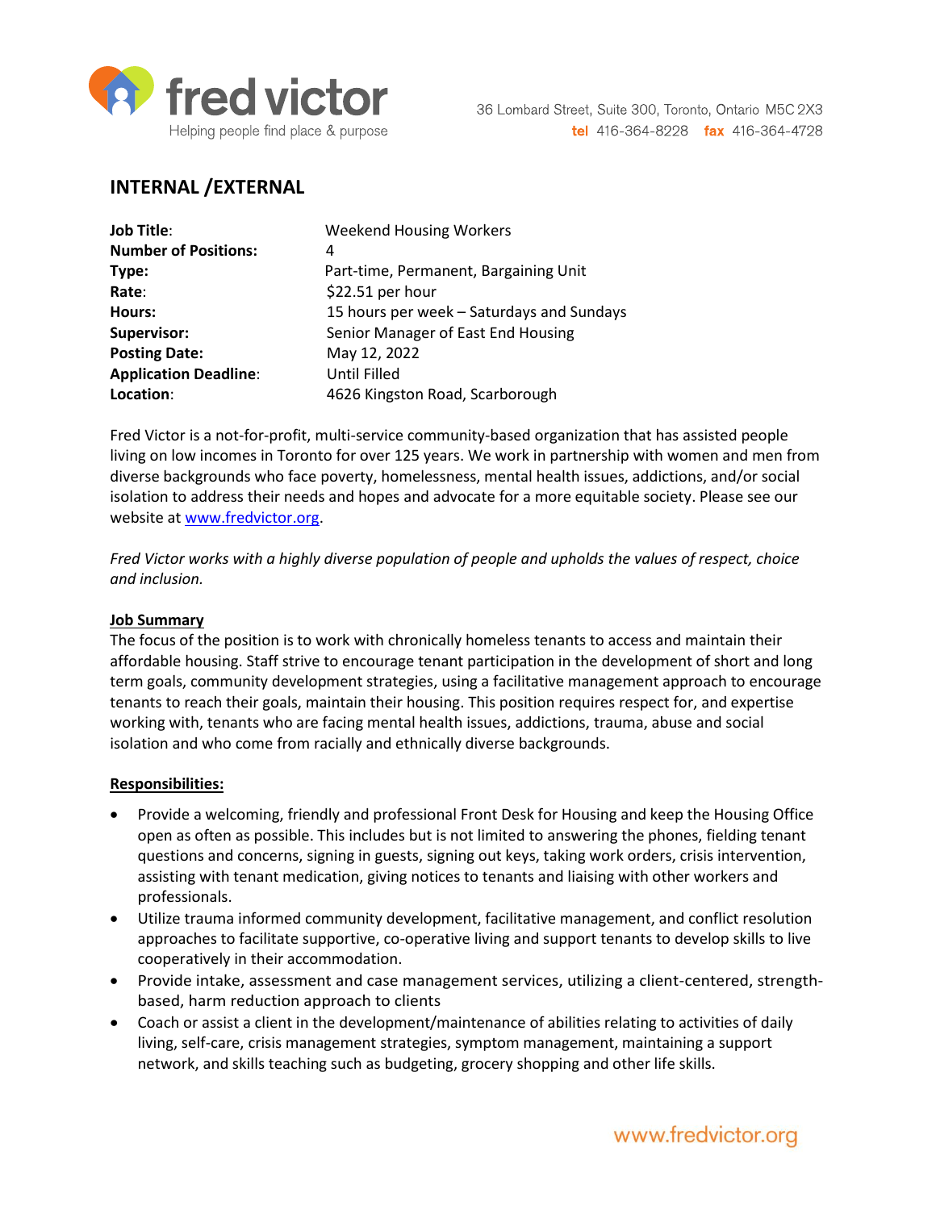fred victor
Helping people find place & purpose

36 Lombard Street, Suite 300, Toronto, Ontario M5C 2X3
**tel** 416-364-8228 **fax** 416-364-4728

## INTERNAL /EXTERNAL

| | |
|---|---|
| **Job Title**: | Weekend Housing Workers |
| **Number of Positions:** | 4 |
| **Type:** | Part-time, Permanent, Bargaining Unit |
| **Rate**: | $22.51 per hour |
| **Hours:** | 15 hours per week – Saturdays and Sundays |
| **Supervisor:** | Senior Manager of East End Housing |
| **Posting Date:** | May 12, 2022 |
| **Application Deadline**: | Until Filled |
| **Location**: | 4626 Kingston Road, Scarborough |

Fred Victor is a not-for-profit, multi-service community-based organization that has assisted people living on low incomes in Toronto for over 125 years. We work in partnership with women and men from diverse backgrounds who face poverty, homelessness, mental health issues, addictions, and/or social isolation to address their needs and hopes and advocate for a more equitable society. Please see our website at www.fredvictor.org.

*Fred Victor works with a highly diverse population of people and upholds the values of respect, choice and inclusion.*

**Job Summary**

The focus of the position is to work with chronically homeless tenants to access and maintain their affordable housing. Staff strive to encourage tenant participation in the development of short and long term goals, community development strategies, using a facilitative management approach to encourage tenants to reach their goals, maintain their housing. This position requires respect for, and expertise working with, tenants who are facing mental health issues, addictions, trauma, abuse and social isolation and who come from racially and ethnically diverse backgrounds.

**Responsibilities:**

- Provide a welcoming, friendly and professional Front Desk for Housing and keep the Housing Office open as often as possible. This includes but is not limited to answering the phones, fielding tenant questions and concerns, signing in guests, signing out keys, taking work orders, crisis intervention, assisting with tenant medication, giving notices to tenants and liaising with other workers and professionals.
- Utilize trauma informed community development, facilitative management, and conflict resolution approaches to facilitate supportive, co-operative living and support tenants to develop skills to live cooperatively in their accommodation.
- Provide intake, assessment and case management services, utilizing a client-centered, strength-based, harm reduction approach to clients
- Coach or assist a client in the development/maintenance of abilities relating to activities of daily living, self-care, crisis management strategies, symptom management, maintaining a support network, and skills teaching such as budgeting, grocery shopping and other life skills.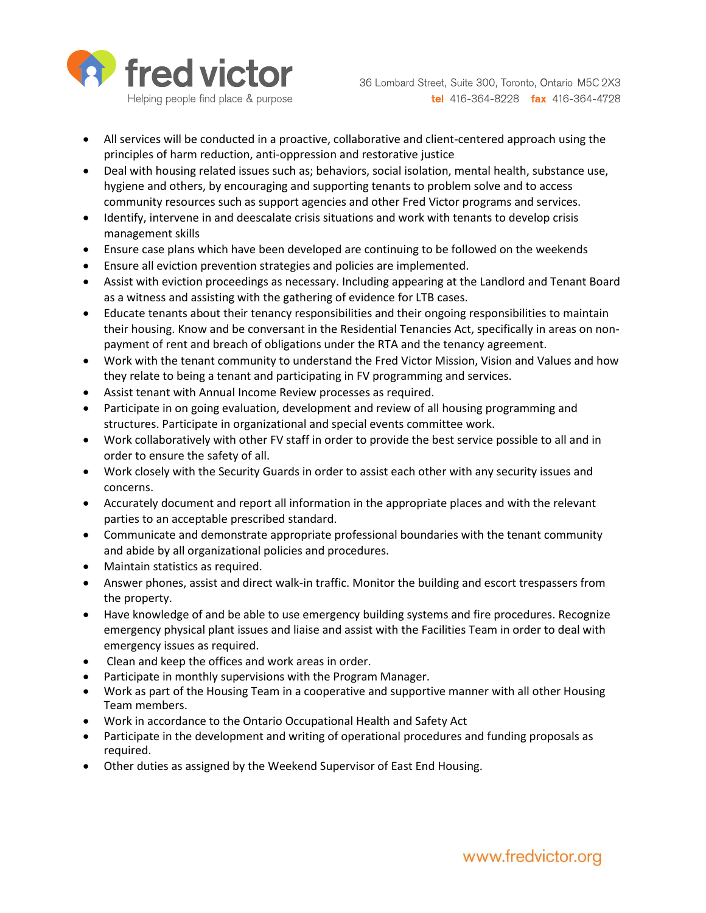- All services will be conducted in a proactive, collaborative and client-centered approach using the principles of harm reduction, anti-oppression and restorative justice
- Deal with housing related issues such as; behaviors, social isolation, mental health, substance use, hygiene and others, by encouraging and supporting tenants to problem solve and to access community resources such as support agencies and other Fred Victor programs and services.
- Identify, intervene in and deescalate crisis situations and work with tenants to develop crisis management skills
- Ensure case plans which have been developed are continuing to be followed on the weekends
- Ensure all eviction prevention strategies and policies are implemented.
- Assist with eviction proceedings as necessary. Including appearing at the Landlord and Tenant Board as a witness and assisting with the gathering of evidence for LTB cases.
- Educate tenants about their tenancy responsibilities and their ongoing responsibilities to maintain their housing. Know and be conversant in the Residential Tenancies Act, specifically in areas on non-payment of rent and breach of obligations under the RTA and the tenancy agreement.
- Work with the tenant community to understand the Fred Victor Mission, Vision and Values and how they relate to being a tenant and participating in FV programming and services.
- Assist tenant with Annual Income Review processes as required.
- Participate in on going evaluation, development and review of all housing programming and structures. Participate in organizational and special events committee work.
- Work collaboratively with other FV staff in order to provide the best service possible to all and in order to ensure the safety of all.
- Work closely with the Security Guards in order to assist each other with any security issues and concerns.
- Accurately document and report all information in the appropriate places and with the relevant parties to an acceptable prescribed standard.
- Communicate and demonstrate appropriate professional boundaries with the tenant community and abide by all organizational policies and procedures.
- Maintain statistics as required.
- Answer phones, assist and direct walk-in traffic. Monitor the building and escort trespassers from the property.
- Have knowledge of and be able to use emergency building systems and fire procedures. Recognize emergency physical plant issues and liaise and assist with the Facilities Team in order to deal with emergency issues as required.
- Clean and keep the offices and work areas in order.
- Participate in monthly supervisions with the Program Manager.
- Work as part of the Housing Team in a cooperative and supportive manner with all other Housing Team members.
- Work in accordance to the Ontario Occupational Health and Safety Act
- Participate in the development and writing of operational procedures and funding proposals as required.
- Other duties as assigned by the Weekend Supervisor of East End Housing.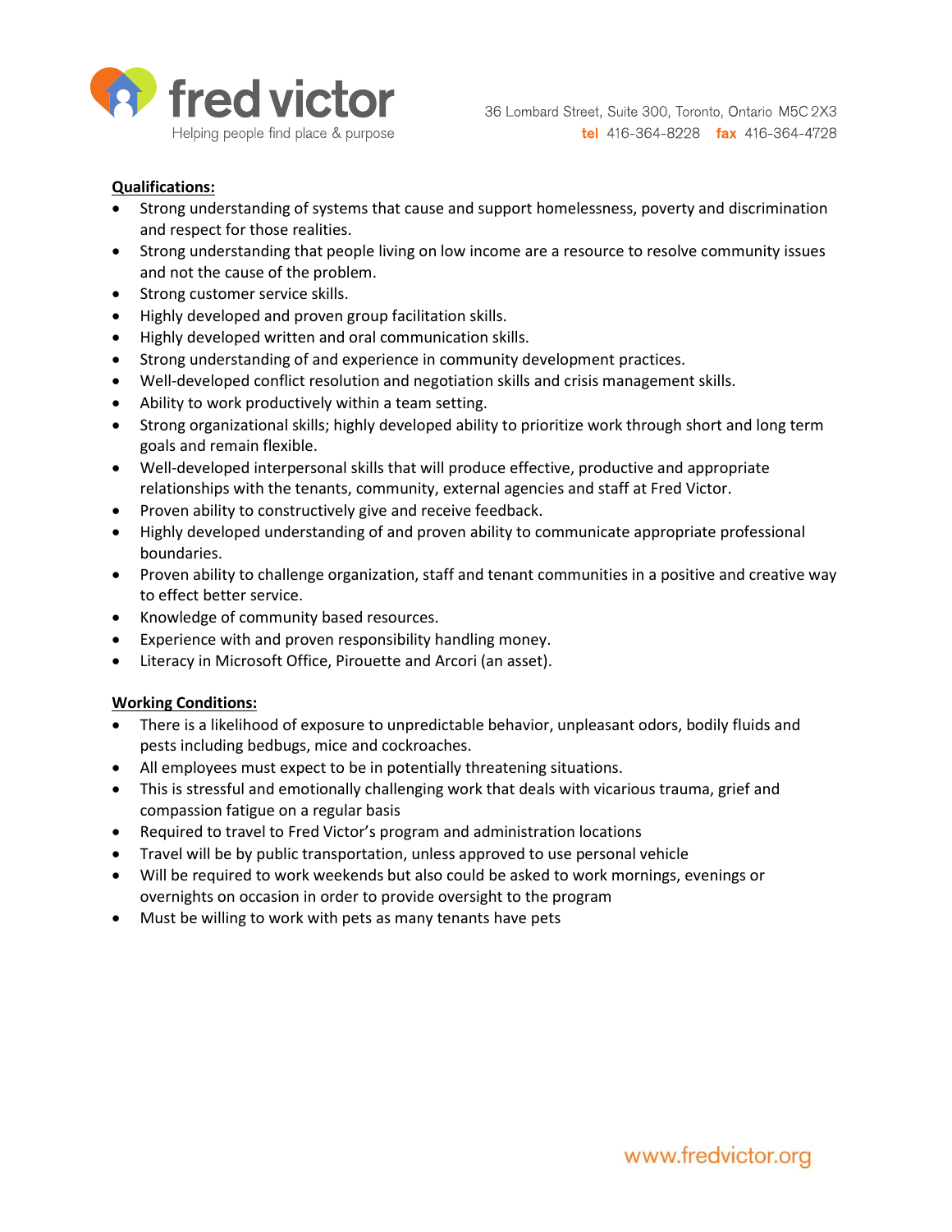**Qualifications:**

- Strong understanding of systems that cause and support homelessness, poverty and discrimination and respect for those realities.
- Strong understanding that people living on low income are a resource to resolve community issues and not the cause of the problem.
- Strong customer service skills.
- Highly developed and proven group facilitation skills.
- Highly developed written and oral communication skills.
- Strong understanding of and experience in community development practices.
- Well-developed conflict resolution and negotiation skills and crisis management skills.
- Ability to work productively within a team setting.
- Strong organizational skills; highly developed ability to prioritize work through short and long term goals and remain flexible.
- Well-developed interpersonal skills that will produce effective, productive and appropriate relationships with the tenants, community, external agencies and staff at Fred Victor.
- Proven ability to constructively give and receive feedback.
- Highly developed understanding of and proven ability to communicate appropriate professional boundaries.
- Proven ability to challenge organization, staff and tenant communities in a positive and creative way to effect better service.
- Knowledge of community based resources.
- Experience with and proven responsibility handling money.
- Literacy in Microsoft Office, Pirouette and Arcori (an asset).

**Working Conditions:**

- There is a likelihood of exposure to unpredictable behavior, unpleasant odors, bodily fluids and pests including bedbugs, mice and cockroaches.
- All employees must expect to be in potentially threatening situations.
- This is stressful and emotionally challenging work that deals with vicarious trauma, grief and compassion fatigue on a regular basis
- Required to travel to Fred Victor's program and administration locations
- Travel will be by public transportation, unless approved to use personal vehicle
- Will be required to work weekends but also could be asked to work mornings, evenings or overnights on occasion in order to provide oversight to the program
- Must be willing to work with pets as many tenants have pets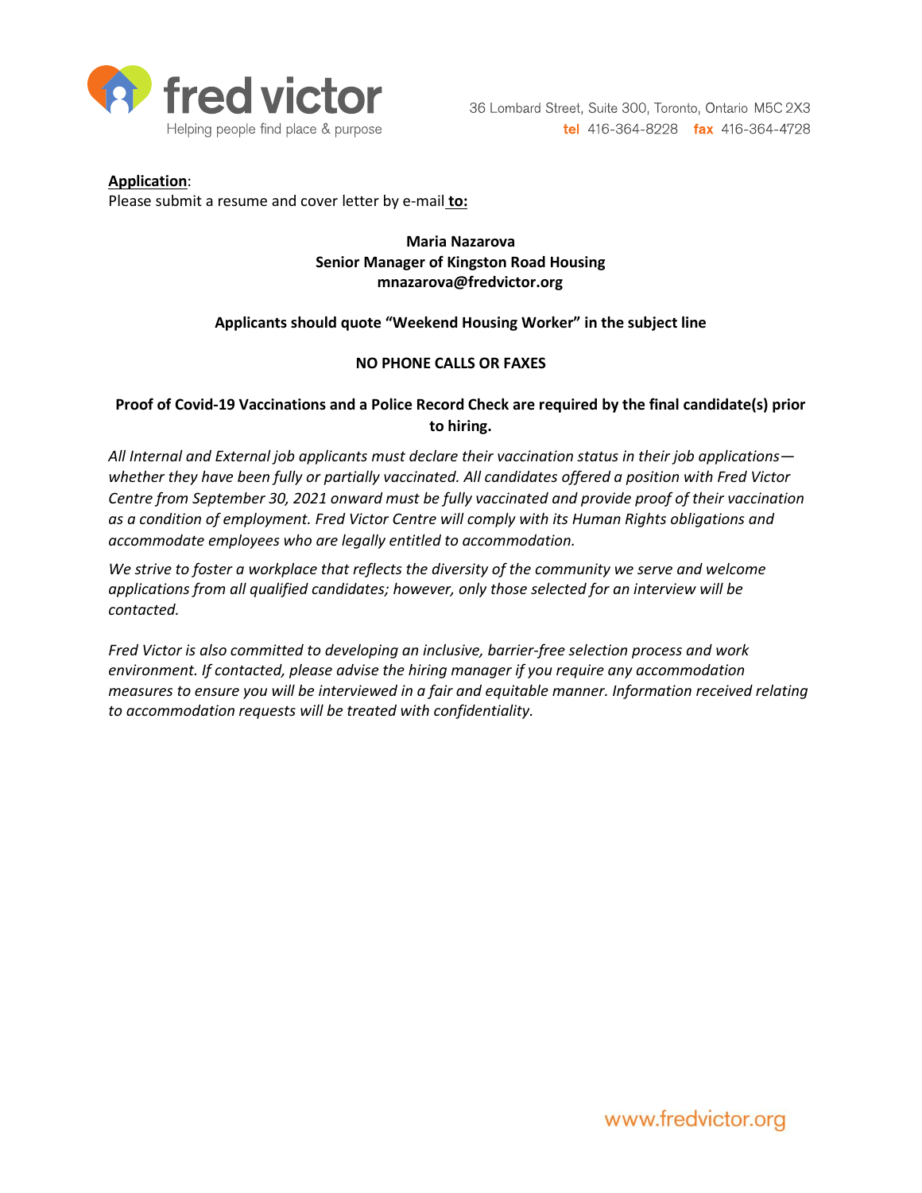**Application**:
Please submit a resume and cover letter by e-mail **to:**

**Maria Nazarova**
**Senior Manager of Kingston Road Housing**
**mnazarova@fredvictor.org**

**Applicants should quote "Weekend Housing Worker" in the subject line**

**NO PHONE CALLS OR FAXES**

**Proof of Covid-19 Vaccinations and a Police Record Check are required by the final candidate(s) prior to hiring.**

*All Internal and External job applicants must declare their vaccination status in their job applications—whether they have been fully or partially vaccinated. All candidates offered a position with Fred Victor Centre from September 30, 2021 onward must be fully vaccinated and provide proof of their vaccination as a condition of employment. Fred Victor Centre will comply with its Human Rights obligations and accommodate employees who are legally entitled to accommodation.*

*We strive to foster a workplace that reflects the diversity of the community we serve and welcome applications from all qualified candidates; however, only those selected for an interview will be contacted.*

*Fred Victor is also committed to developing an inclusive, barrier-free selection process and work environment. If contacted, please advise the hiring manager if you require any accommodation measures to ensure you will be interviewed in a fair and equitable manner. Information received relating to accommodation requests will be treated with confidentiality.*